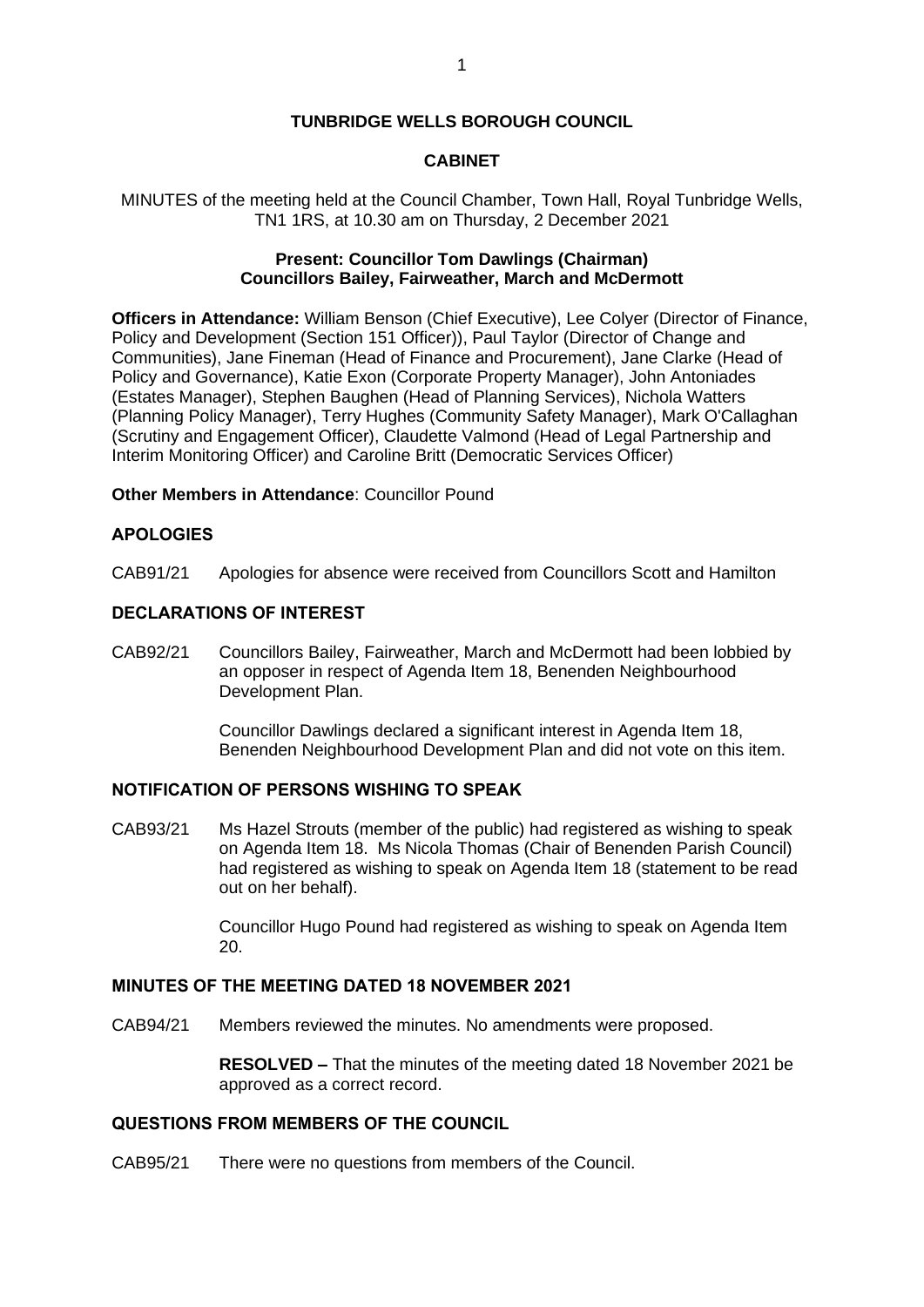**TUNBRIDGE WELLS BOROUGH COUNCIL**

**CABINET**

MINUTES of the meeting held at the Council Chamber, Town Hall, Royal Tunbridge Wells, TN1 1RS, at 10.30 am on Thursday, 2 December 2021

**Present: Councillor Tom Dawlings (Chairman)**
**Councillors Bailey, Fairweather, March and McDermott**

**Officers in Attendance:** William Benson (Chief Executive), Lee Colyer (Director of Finance, Policy and Development (Section 151 Officer)), Paul Taylor (Director of Change and Communities), Jane Fineman (Head of Finance and Procurement), Jane Clarke (Head of Policy and Governance), Katie Exon (Corporate Property Manager), John Antoniades (Estates Manager), Stephen Baughen (Head of Planning Services), Nichola Watters (Planning Policy Manager), Terry Hughes (Community Safety Manager), Mark O'Callaghan (Scrutiny and Engagement Officer), Claudette Valmond (Head of Legal Partnership and Interim Monitoring Officer) and Caroline Britt (Democratic Services Officer)

**Other Members in Attendance**: Councillor Pound

## APOLOGIES

CAB91/21 Apologies for absence were received from Councillors Scott and Hamilton

## DECLARATIONS OF INTEREST

CAB92/21 Councillors Bailey, Fairweather, March and McDermott had been lobbied by an opposer in respect of Agenda Item 18, Benenden Neighbourhood Development Plan.

Councillor Dawlings declared a significant interest in Agenda Item 18, Benenden Neighbourhood Development Plan and did not vote on this item.

## NOTIFICATION OF PERSONS WISHING TO SPEAK

CAB93/21 Ms Hazel Strouts (member of the public) had registered as wishing to speak on Agenda Item 18. Ms Nicola Thomas (Chair of Benenden Parish Council) had registered as wishing to speak on Agenda Item 18 (statement to be read out on her behalf).

Councillor Hugo Pound had registered as wishing to speak on Agenda Item 20.

## MINUTES OF THE MEETING DATED 18 NOVEMBER 2021

CAB94/21 Members reviewed the minutes. No amendments were proposed.

**RESOLVED –** That the minutes of the meeting dated 18 November 2021 be approved as a correct record.

## QUESTIONS FROM MEMBERS OF THE COUNCIL

CAB95/21 There were no questions from members of the Council.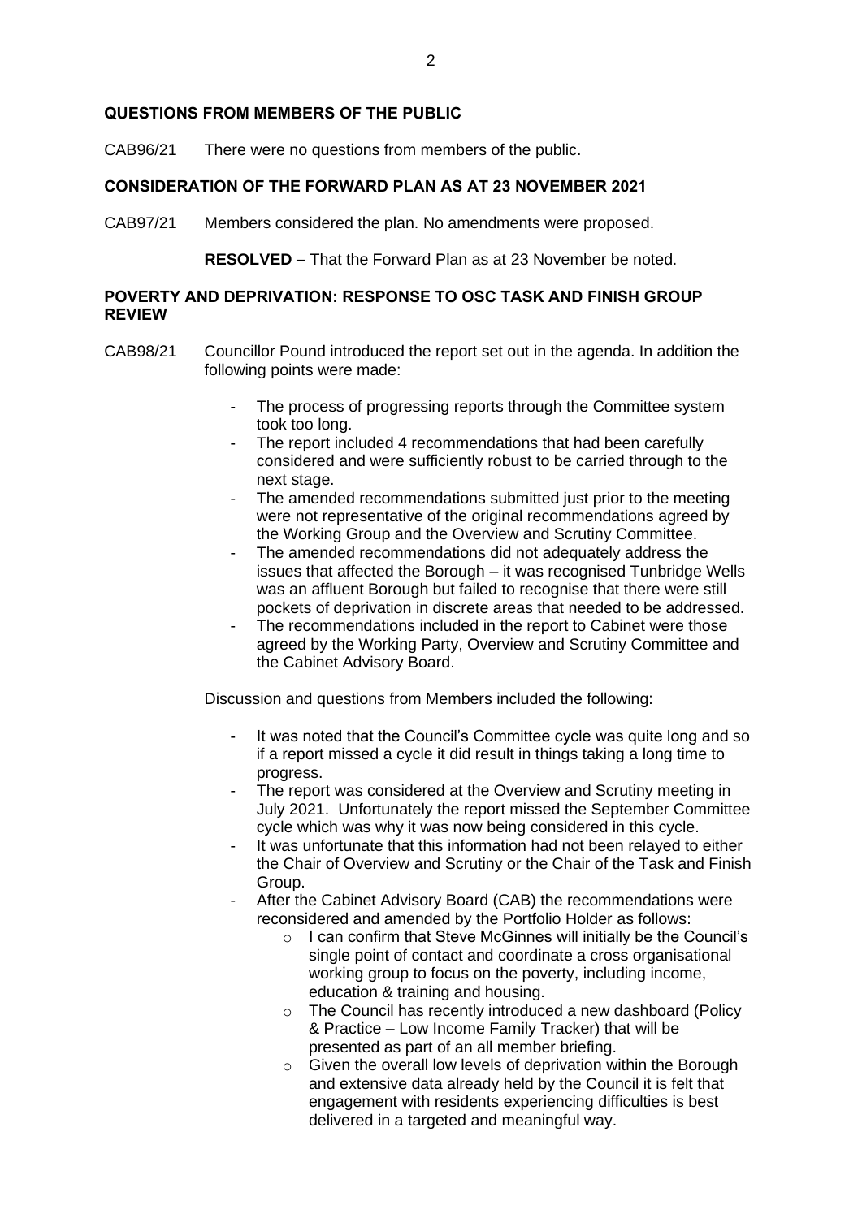**QUESTIONS FROM MEMBERS OF THE PUBLIC**

CAB96/21 There were no questions from members of the public.

**CONSIDERATION OF THE FORWARD PLAN AS AT 23 NOVEMBER 2021**

CAB97/21 Members considered the plan. No amendments were proposed.

**RESOLVED –** That the Forward Plan as at 23 November be noted.

**POVERTY AND DEPRIVATION: RESPONSE TO OSC TASK AND FINISH GROUP REVIEW**

CAB98/21 Councillor Pound introduced the report set out in the agenda. In addition the following points were made:

- The process of progressing reports through the Committee system took too long.
- The report included 4 recommendations that had been carefully considered and were sufficiently robust to be carried through to the next stage.
- The amended recommendations submitted just prior to the meeting were not representative of the original recommendations agreed by the Working Group and the Overview and Scrutiny Committee.
- The amended recommendations did not adequately address the issues that affected the Borough – it was recognised Tunbridge Wells was an affluent Borough but failed to recognise that there were still pockets of deprivation in discrete areas that needed to be addressed.
- The recommendations included in the report to Cabinet were those agreed by the Working Party, Overview and Scrutiny Committee and the Cabinet Advisory Board.

Discussion and questions from Members included the following:

- It was noted that the Council's Committee cycle was quite long and so if a report missed a cycle it did result in things taking a long time to progress.
- The report was considered at the Overview and Scrutiny meeting in July 2021. Unfortunately the report missed the September Committee cycle which was why it was now being considered in this cycle.
- It was unfortunate that this information had not been relayed to either the Chair of Overview and Scrutiny or the Chair of the Task and Finish Group.
- After the Cabinet Advisory Board (CAB) the recommendations were reconsidered and amended by the Portfolio Holder as follows:
  - I can confirm that Steve McGinnes will initially be the Council's single point of contact and coordinate a cross organisational working group to focus on the poverty, including income, education & training and housing.
  - The Council has recently introduced a new dashboard (Policy & Practice – Low Income Family Tracker) that will be presented as part of an all member briefing.
  - Given the overall low levels of deprivation within the Borough and extensive data already held by the Council it is felt that engagement with residents experiencing difficulties is best delivered in a targeted and meaningful way.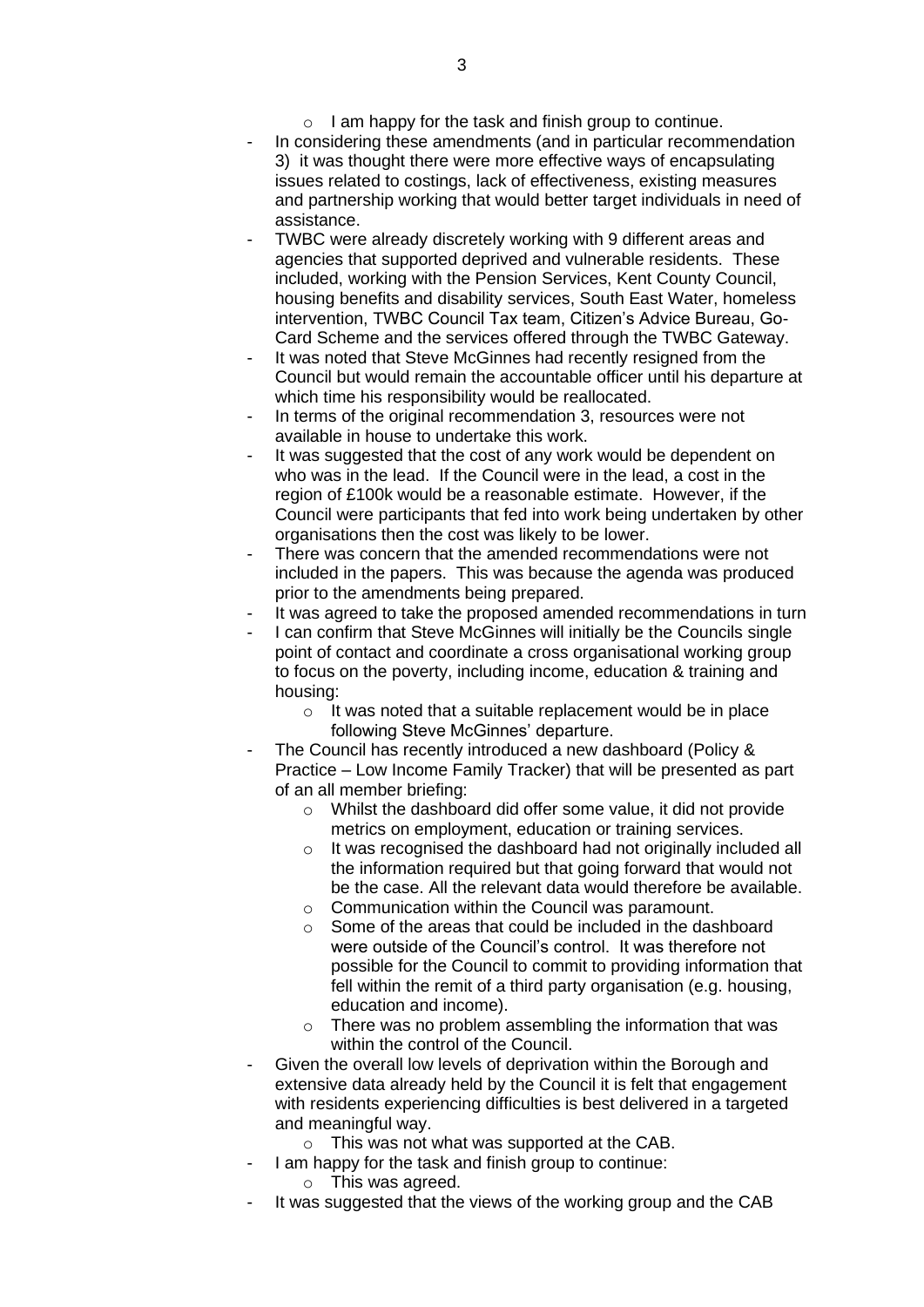- I am happy for the task and finish group to continue.

- In considering these amendments (and in particular recommendation 3) it was thought there were more effective ways of encapsulating issues related to costings, lack of effectiveness, existing measures and partnership working that would better target individuals in need of assistance.
- TWBC were already discretely working with 9 different areas and agencies that supported deprived and vulnerable residents. These included, working with the Pension Services, Kent County Council, housing benefits and disability services, South East Water, homeless intervention, TWBC Council Tax team, Citizen's Advice Bureau, Go-Card Scheme and the services offered through the TWBC Gateway.
- It was noted that Steve McGinnes had recently resigned from the Council but would remain the accountable officer until his departure at which time his responsibility would be reallocated.
- In terms of the original recommendation 3, resources were not available in house to undertake this work.
- It was suggested that the cost of any work would be dependent on who was in the lead. If the Council were in the lead, a cost in the region of £100k would be a reasonable estimate. However, if the Council were participants that fed into work being undertaken by other organisations then the cost was likely to be lower.
- There was concern that the amended recommendations were not included in the papers. This was because the agenda was produced prior to the amendments being prepared.
- It was agreed to take the proposed amended recommendations in turn
- I can confirm that Steve McGinnes will initially be the Councils single point of contact and coordinate a cross organisational working group to focus on the poverty, including income, education & training and housing:
  - It was noted that a suitable replacement would be in place following Steve McGinnes' departure.
- The Council has recently introduced a new dashboard (Policy & Practice – Low Income Family Tracker) that will be presented as part of an all member briefing:
  - Whilst the dashboard did offer some value, it did not provide metrics on employment, education or training services.
  - It was recognised the dashboard had not originally included all the information required but that going forward that would not be the case. All the relevant data would therefore be available.
  - Communication within the Council was paramount.
  - Some of the areas that could be included in the dashboard were outside of the Council's control. It was therefore not possible for the Council to commit to providing information that fell within the remit of a third party organisation (e.g. housing, education and income).
  - There was no problem assembling the information that was within the control of the Council.
- Given the overall low levels of deprivation within the Borough and extensive data already held by the Council it is felt that engagement with residents experiencing difficulties is best delivered in a targeted and meaningful way.
  - This was not what was supported at the CAB.
- I am happy for the task and finish group to continue:
  - This was agreed.
- It was suggested that the views of the working group and the CAB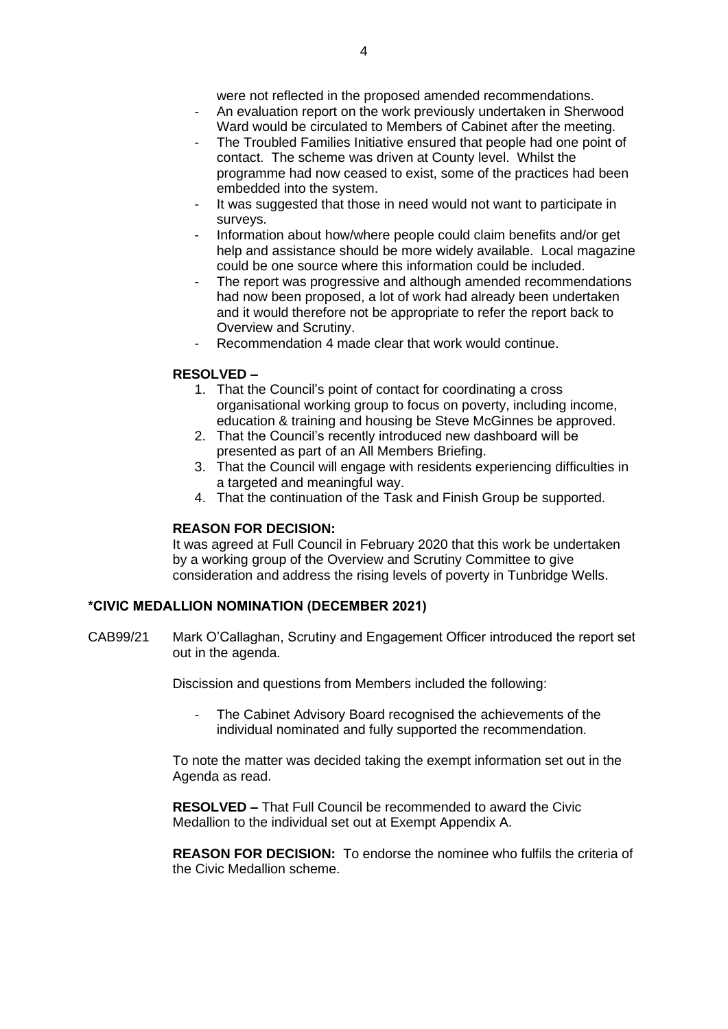were not reflected in the proposed amended recommendations.

- An evaluation report on the work previously undertaken in Sherwood Ward would be circulated to Members of Cabinet after the meeting.
- The Troubled Families Initiative ensured that people had one point of contact. The scheme was driven at County level. Whilst the programme had now ceased to exist, some of the practices had been embedded into the system.
- It was suggested that those in need would not want to participate in surveys.
- Information about how/where people could claim benefits and/or get help and assistance should be more widely available. Local magazine could be one source where this information could be included.
- The report was progressive and although amended recommendations had now been proposed, a lot of work had already been undertaken and it would therefore not be appropriate to refer the report back to Overview and Scrutiny.
- Recommendation 4 made clear that work would continue.

**RESOLVED –**

1. That the Council's point of contact for coordinating a cross organisational working group to focus on poverty, including income, education & training and housing be Steve McGinnes be approved.
2. That the Council's recently introduced new dashboard will be presented as part of an All Members Briefing.
3. That the Council will engage with residents experiencing difficulties in a targeted and meaningful way.
4. That the continuation of the Task and Finish Group be supported.

**REASON FOR DECISION:**
It was agreed at Full Council in February 2020 that this work be undertaken by a working group of the Overview and Scrutiny Committee to give consideration and address the rising levels of poverty in Tunbridge Wells.

## *CIVIC MEDALLION NOMINATION (DECEMBER 2021)

CAB99/21 Mark O'Callaghan, Scrutiny and Engagement Officer introduced the report set out in the agenda.

Discission and questions from Members included the following:

- The Cabinet Advisory Board recognised the achievements of the individual nominated and fully supported the recommendation.

To note the matter was decided taking the exempt information set out in the Agenda as read.

**RESOLVED –** That Full Council be recommended to award the Civic Medallion to the individual set out at Exempt Appendix A.

**REASON FOR DECISION:** To endorse the nominee who fulfils the criteria of the Civic Medallion scheme.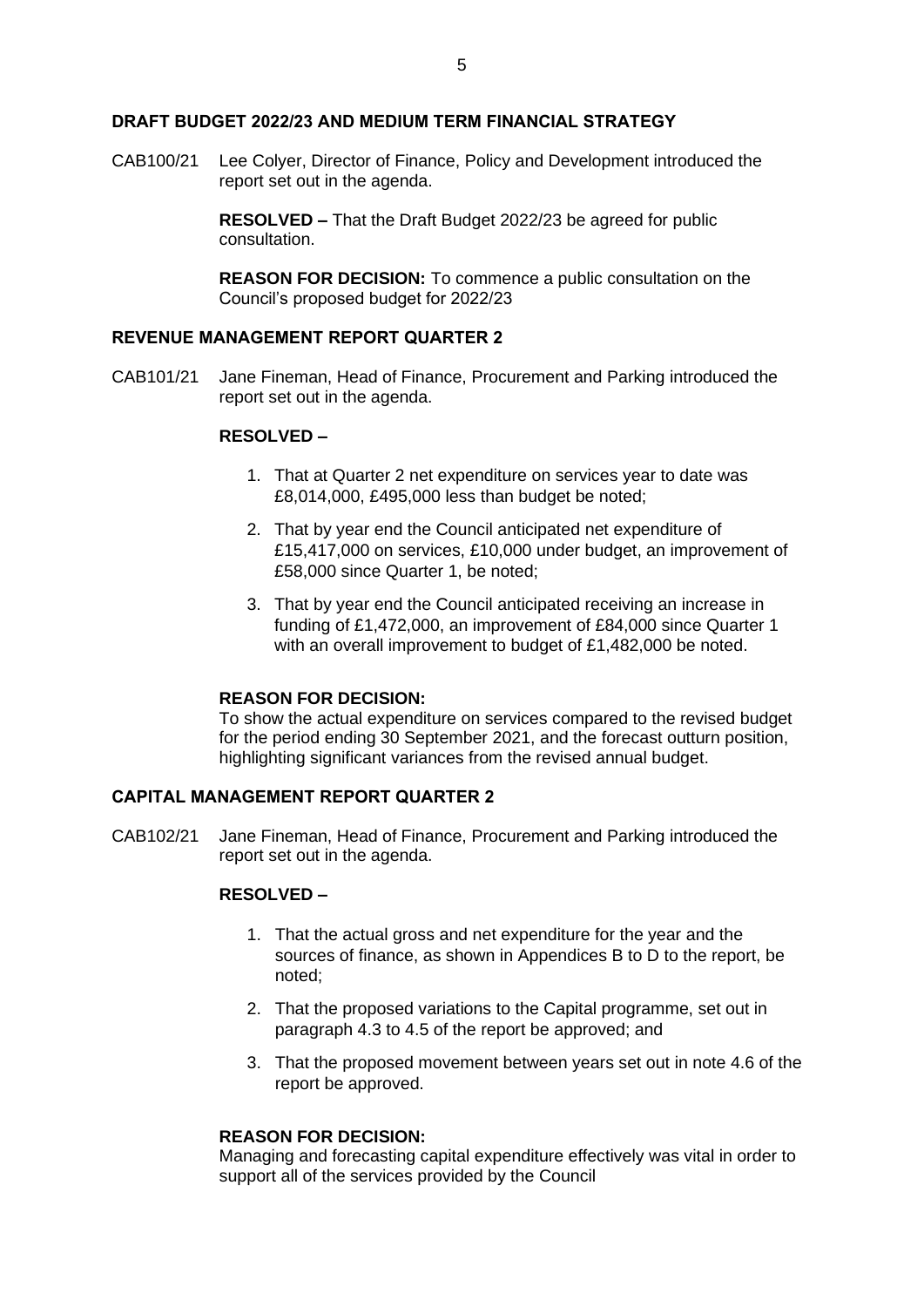## DRAFT BUDGET 2022/23 AND MEDIUM TERM FINANCIAL STRATEGY

CAB100/21 Lee Colyer, Director of Finance, Policy and Development introduced the report set out in the agenda.

**RESOLVED –** That the Draft Budget 2022/23 be agreed for public consultation.

**REASON FOR DECISION:** To commence a public consultation on the Council's proposed budget for 2022/23

## REVENUE MANAGEMENT REPORT QUARTER 2

CAB101/21 Jane Fineman, Head of Finance, Procurement and Parking introduced the report set out in the agenda.

**RESOLVED –**

1. That at Quarter 2 net expenditure on services year to date was £8,014,000, £495,000 less than budget be noted;
2. That by year end the Council anticipated net expenditure of £15,417,000 on services, £10,000 under budget, an improvement of £58,000 since Quarter 1, be noted;
3. That by year end the Council anticipated receiving an increase in funding of £1,472,000, an improvement of £84,000 since Quarter 1 with an overall improvement to budget of £1,482,000 be noted.

**REASON FOR DECISION:**
To show the actual expenditure on services compared to the revised budget for the period ending 30 September 2021, and the forecast outturn position, highlighting significant variances from the revised annual budget.

## CAPITAL MANAGEMENT REPORT QUARTER 2

CAB102/21 Jane Fineman, Head of Finance, Procurement and Parking introduced the report set out in the agenda.

**RESOLVED –**

1. That the actual gross and net expenditure for the year and the sources of finance, as shown in Appendices B to D to the report, be noted;
2. That the proposed variations to the Capital programme, set out in paragraph 4.3 to 4.5 of the report be approved; and
3. That the proposed movement between years set out in note 4.6 of the report be approved.

**REASON FOR DECISION:**
Managing and forecasting capital expenditure effectively was vital in order to support all of the services provided by the Council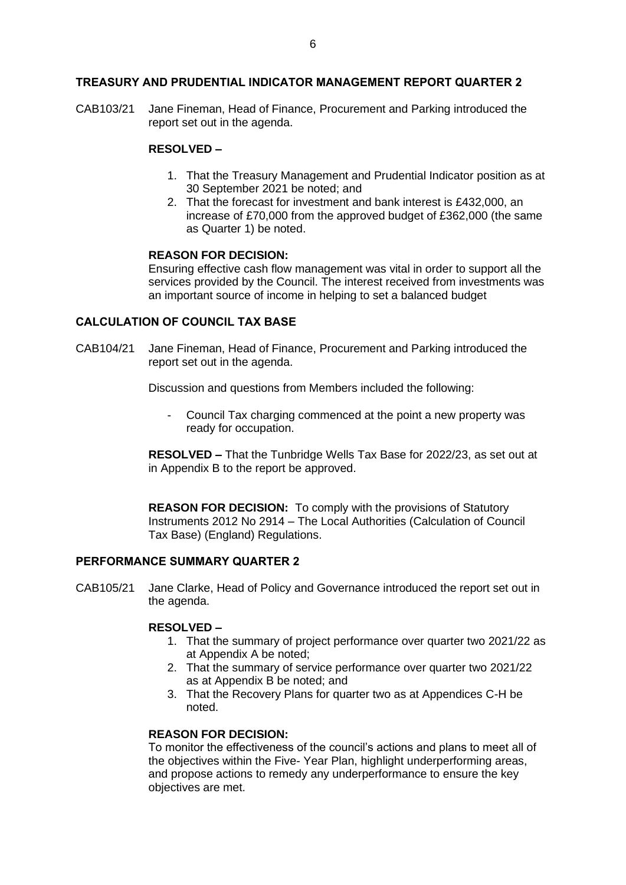## TREASURY AND PRUDENTIAL INDICATOR MANAGEMENT REPORT QUARTER 2

CAB103/21 Jane Fineman, Head of Finance, Procurement and Parking introduced the report set out in the agenda.

**RESOLVED –**

1. That the Treasury Management and Prudential Indicator position as at 30 September 2021 be noted; and
2. That the forecast for investment and bank interest is £432,000, an increase of £70,000 from the approved budget of £362,000 (the same as Quarter 1) be noted.

**REASON FOR DECISION:**
Ensuring effective cash flow management was vital in order to support all the services provided by the Council. The interest received from investments was an important source of income in helping to set a balanced budget

## CALCULATION OF COUNCIL TAX BASE

CAB104/21 Jane Fineman, Head of Finance, Procurement and Parking introduced the report set out in the agenda.

Discussion and questions from Members included the following:

- Council Tax charging commenced at the point a new property was ready for occupation.

**RESOLVED –** That the Tunbridge Wells Tax Base for 2022/23, as set out at in Appendix B to the report be approved.

**REASON FOR DECISION:** To comply with the provisions of Statutory Instruments 2012 No 2914 – The Local Authorities (Calculation of Council Tax Base) (England) Regulations.

## PERFORMANCE SUMMARY QUARTER 2

CAB105/21 Jane Clarke, Head of Policy and Governance introduced the report set out in the agenda.

**RESOLVED –**

1. That the summary of project performance over quarter two 2021/22 as at Appendix A be noted;
2. That the summary of service performance over quarter two 2021/22 as at Appendix B be noted; and
3. That the Recovery Plans for quarter two as at Appendices C-H be noted.

**REASON FOR DECISION:**
To monitor the effectiveness of the council's actions and plans to meet all of the objectives within the Five- Year Plan, highlight underperforming areas, and propose actions to remedy any underperformance to ensure the key objectives are met.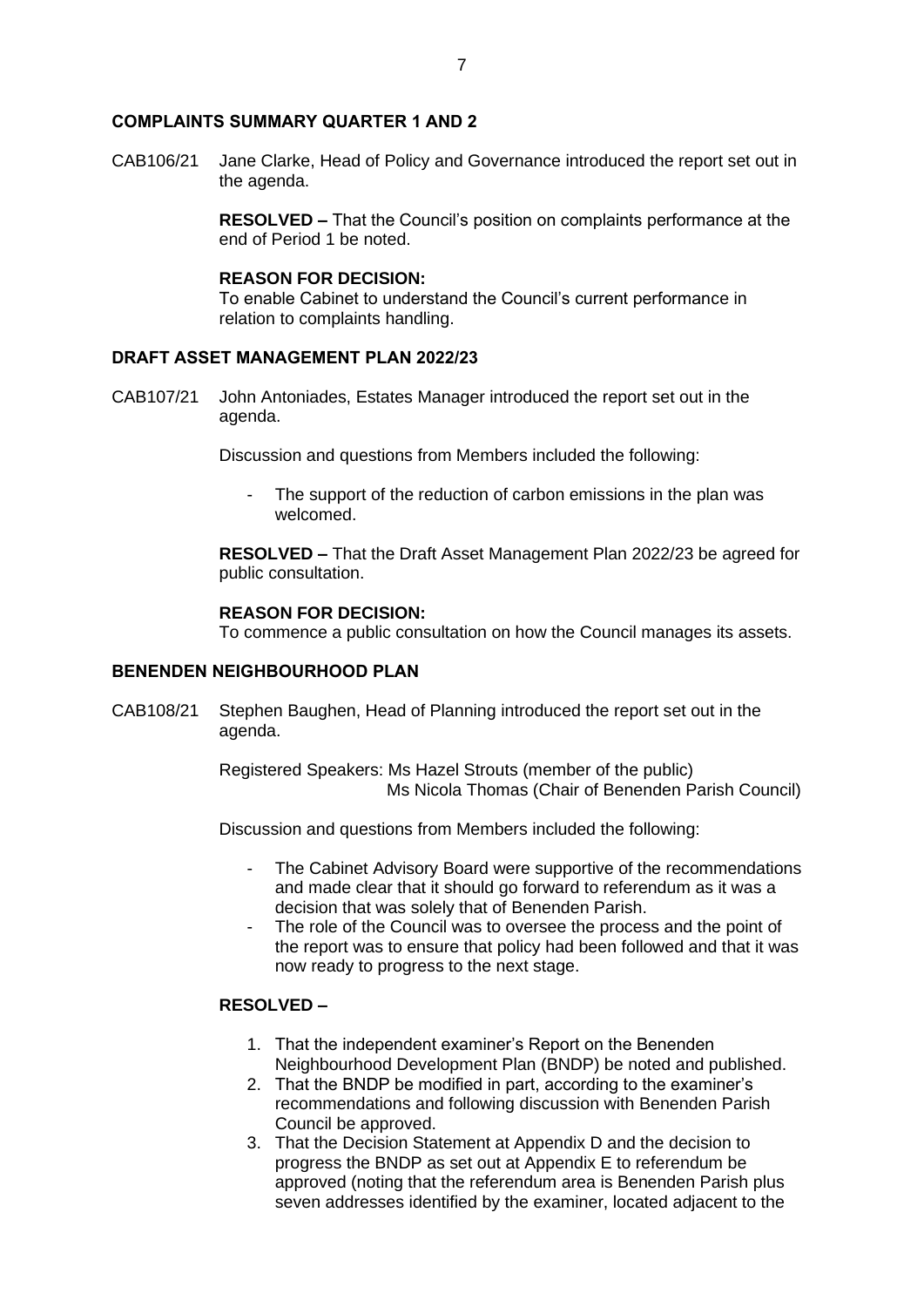## COMPLAINTS SUMMARY QUARTER 1 AND 2

CAB106/21 Jane Clarke, Head of Policy and Governance introduced the report set out in the agenda.

**RESOLVED –** That the Council's position on complaints performance at the end of Period 1 be noted.

**REASON FOR DECISION:**
To enable Cabinet to understand the Council's current performance in relation to complaints handling.

## DRAFT ASSET MANAGEMENT PLAN 2022/23

CAB107/21 John Antoniades, Estates Manager introduced the report set out in the agenda.

Discussion and questions from Members included the following:

- The support of the reduction of carbon emissions in the plan was welcomed.

**RESOLVED –** That the Draft Asset Management Plan 2022/23 be agreed for public consultation.

**REASON FOR DECISION:**
To commence a public consultation on how the Council manages its assets.

## BENENDEN NEIGHBOURHOOD PLAN

CAB108/21 Stephen Baughen, Head of Planning introduced the report set out in the agenda.

Registered Speakers: Ms Hazel Strouts (member of the public)
Ms Nicola Thomas (Chair of Benenden Parish Council)

Discussion and questions from Members included the following:

- The Cabinet Advisory Board were supportive of the recommendations and made clear that it should go forward to referendum as it was a decision that was solely that of Benenden Parish.
- The role of the Council was to oversee the process and the point of the report was to ensure that policy had been followed and that it was now ready to progress to the next stage.

**RESOLVED –**

1. That the independent examiner's Report on the Benenden Neighbourhood Development Plan (BNDP) be noted and published.
2. That the BNDP be modified in part, according to the examiner's recommendations and following discussion with Benenden Parish Council be approved.
3. That the Decision Statement at Appendix D and the decision to progress the BNDP as set out at Appendix E to referendum be approved (noting that the referendum area is Benenden Parish plus seven addresses identified by the examiner, located adjacent to the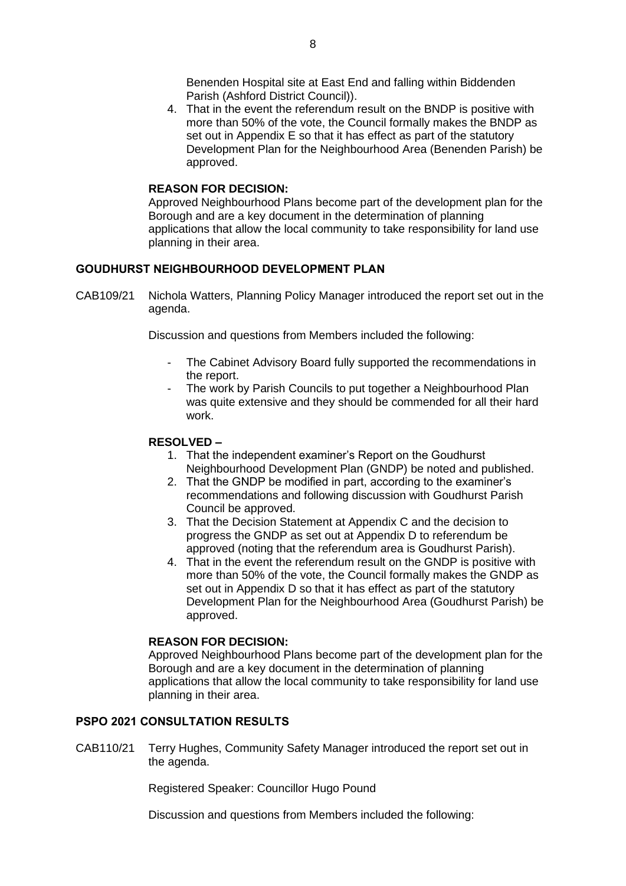Benenden Hospital site at East End and falling within Biddenden Parish (Ashford District Council)).

4. That in the event the referendum result on the BNDP is positive with more than 50% of the vote, the Council formally makes the BNDP as set out in Appendix E so that it has effect as part of the statutory Development Plan for the Neighbourhood Area (Benenden Parish) be approved.

**REASON FOR DECISION:**
Approved Neighbourhood Plans become part of the development plan for the Borough and are a key document in the determination of planning applications that allow the local community to take responsibility for land use planning in their area.

## GOUDHURST NEIGHBOURHOOD DEVELOPMENT PLAN

CAB109/21 Nichola Watters, Planning Policy Manager introduced the report set out in the agenda.

Discussion and questions from Members included the following:

- The Cabinet Advisory Board fully supported the recommendations in the report.
- The work by Parish Councils to put together a Neighbourhood Plan was quite extensive and they should be commended for all their hard work.

**RESOLVED –**

1. That the independent examiner's Report on the Goudhurst Neighbourhood Development Plan (GNDP) be noted and published.
2. That the GNDP be modified in part, according to the examiner's recommendations and following discussion with Goudhurst Parish Council be approved.
3. That the Decision Statement at Appendix C and the decision to progress the GNDP as set out at Appendix D to referendum be approved (noting that the referendum area is Goudhurst Parish).
4. That in the event the referendum result on the GNDP is positive with more than 50% of the vote, the Council formally makes the GNDP as set out in Appendix D so that it has effect as part of the statutory Development Plan for the Neighbourhood Area (Goudhurst Parish) be approved.

**REASON FOR DECISION:**
Approved Neighbourhood Plans become part of the development plan for the Borough and are a key document in the determination of planning applications that allow the local community to take responsibility for land use planning in their area.

## PSPO 2021 CONSULTATION RESULTS

CAB110/21 Terry Hughes, Community Safety Manager introduced the report set out in the agenda.

Registered Speaker: Councillor Hugo Pound

Discussion and questions from Members included the following: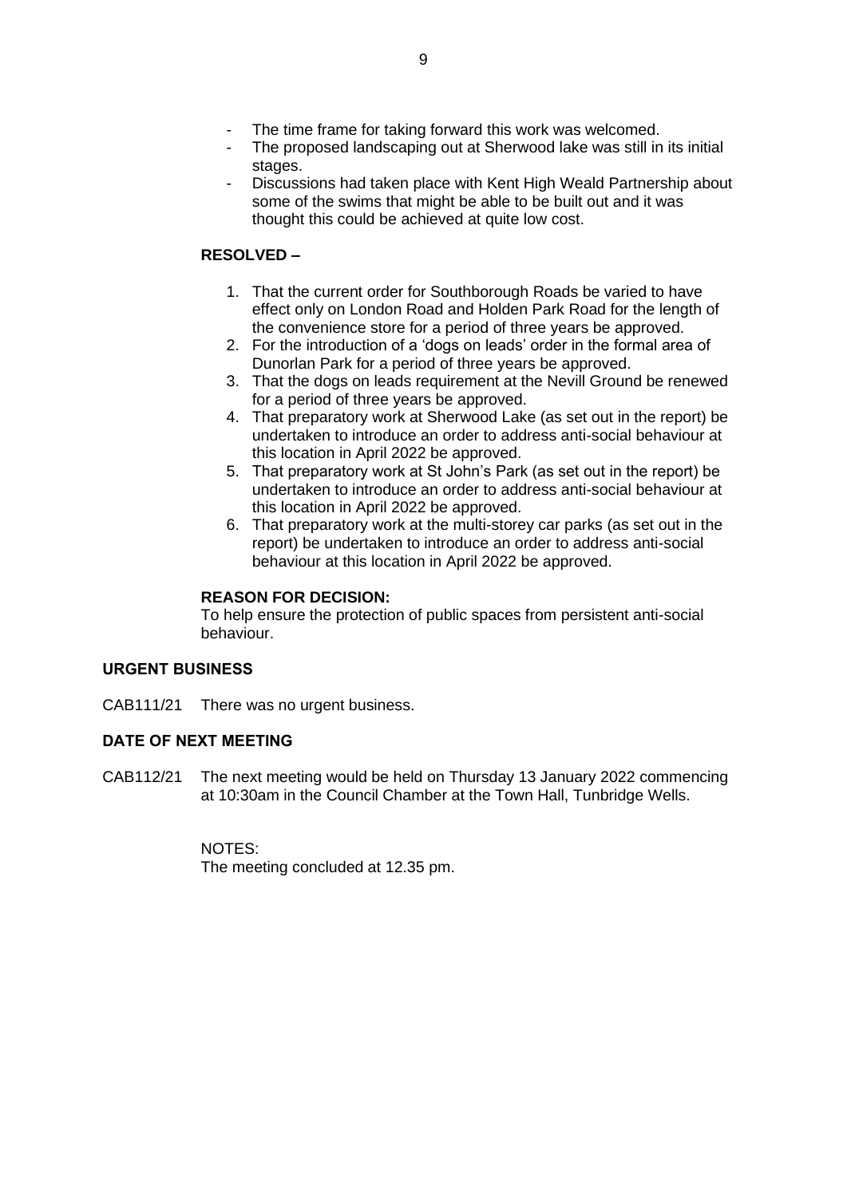- The time frame for taking forward this work was welcomed.
- The proposed landscaping out at Sherwood lake was still in its initial stages.
- Discussions had taken place with Kent High Weald Partnership about some of the swims that might be able to be built out and it was thought this could be achieved at quite low cost.

**RESOLVED –**

1. That the current order for Southborough Roads be varied to have effect only on London Road and Holden Park Road for the length of the convenience store for a period of three years be approved.
2. For the introduction of a 'dogs on leads' order in the formal area of Dunorlan Park for a period of three years be approved.
3. That the dogs on leads requirement at the Nevill Ground be renewed for a period of three years be approved.
4. That preparatory work at Sherwood Lake (as set out in the report) be undertaken to introduce an order to address anti-social behaviour at this location in April 2022 be approved.
5. That preparatory work at St John's Park (as set out in the report) be undertaken to introduce an order to address anti-social behaviour at this location in April 2022 be approved.
6. That preparatory work at the multi-storey car parks (as set out in the report) be undertaken to introduce an order to address anti-social behaviour at this location in April 2022 be approved.

**REASON FOR DECISION:**
To help ensure the protection of public spaces from persistent anti-social behaviour.

## URGENT BUSINESS

CAB111/21 There was no urgent business.

## DATE OF NEXT MEETING

CAB112/21 The next meeting would be held on Thursday 13 January 2022 commencing at 10:30am in the Council Chamber at the Town Hall, Tunbridge Wells.

NOTES:
The meeting concluded at 12.35 pm.